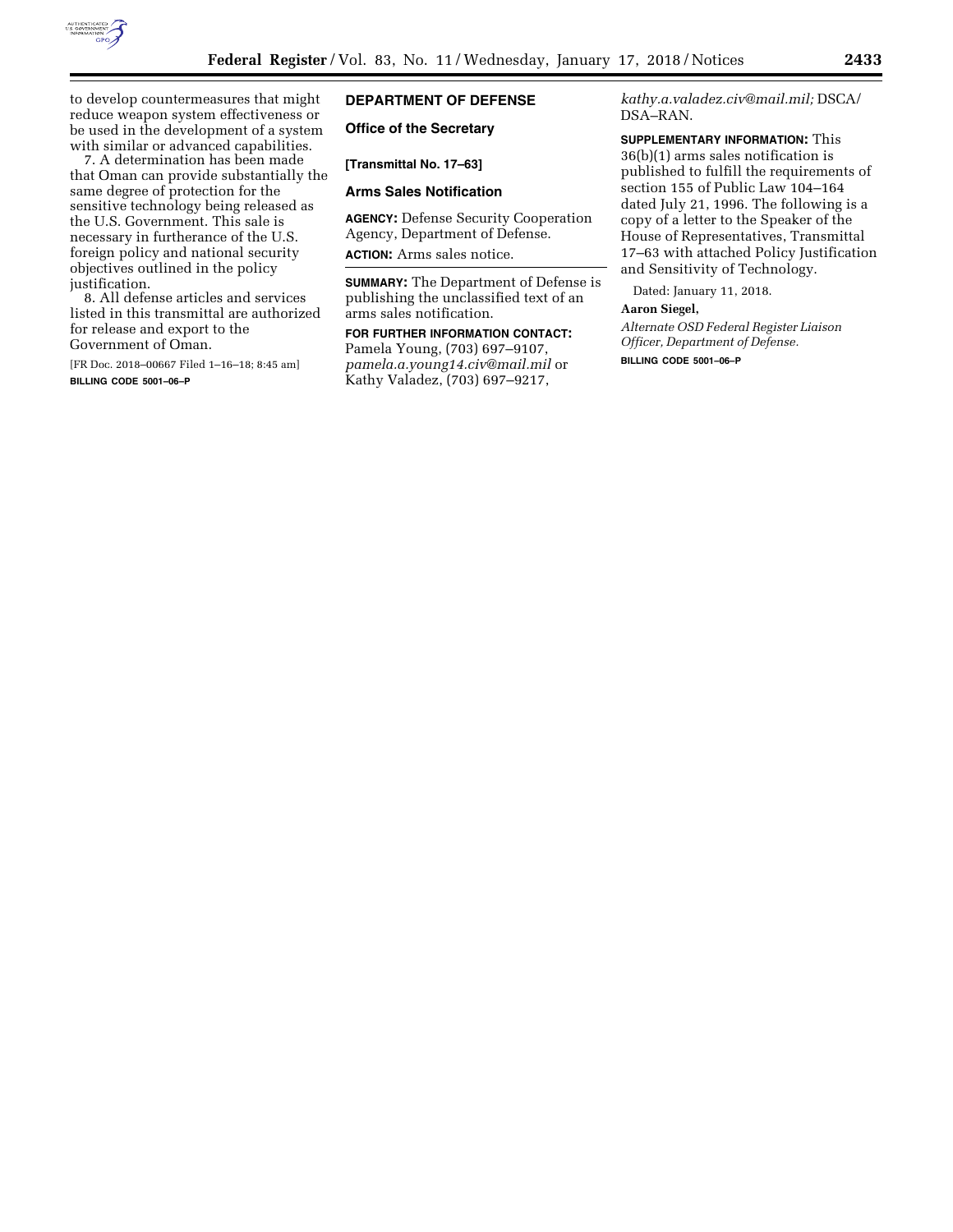to develop countermeasures that might reduce weapon system effectiveness or be used in the development of a system with similar or advanced capabilities.

7. A determination has been made that Oman can provide substantially the same degree of protection for the sensitive technology being released as the U.S. Government. This sale is necessary in furtherance of the U.S. foreign policy and national security objectives outlined in the policy justification.

8. All defense articles and services listed in this transmittal are authorized for release and export to the Government of Oman.

[FR Doc. 2018–00667 Filed 1–16–18; 8:45 am]

**BILLING CODE 5001–06–P**

## DEPARTMENT OF DEFENSE

### Office of the Secretary

**[Transmittal No. 17–63]**

### Arms Sales Notification

**AGENCY:** Defense Security Cooperation Agency, Department of Defense.

**ACTION:** Arms sales notice.

**SUMMARY:** The Department of Defense is publishing the unclassified text of an arms sales notification.

**FOR FURTHER INFORMATION CONTACT:** Pamela Young, (703) 697–9107, *pamela.a.young14.civ@mail.mil* or Kathy Valadez, (703) 697–9217, *kathy.a.valadez.civ@mail.mil;* DSCA/DSA–RAN.

**SUPPLEMENTARY INFORMATION:** This 36(b)(1) arms sales notification is published to fulfill the requirements of section 155 of Public Law 104–164 dated July 21, 1996. The following is a copy of a letter to the Speaker of the House of Representatives, Transmittal 17–63 with attached Policy Justification and Sensitivity of Technology.

Dated: January 11, 2018.

**Aaron Siegel,**

*Alternate OSD Federal Register Liaison Officer, Department of Defense.*

**BILLING CODE 5001–06–P**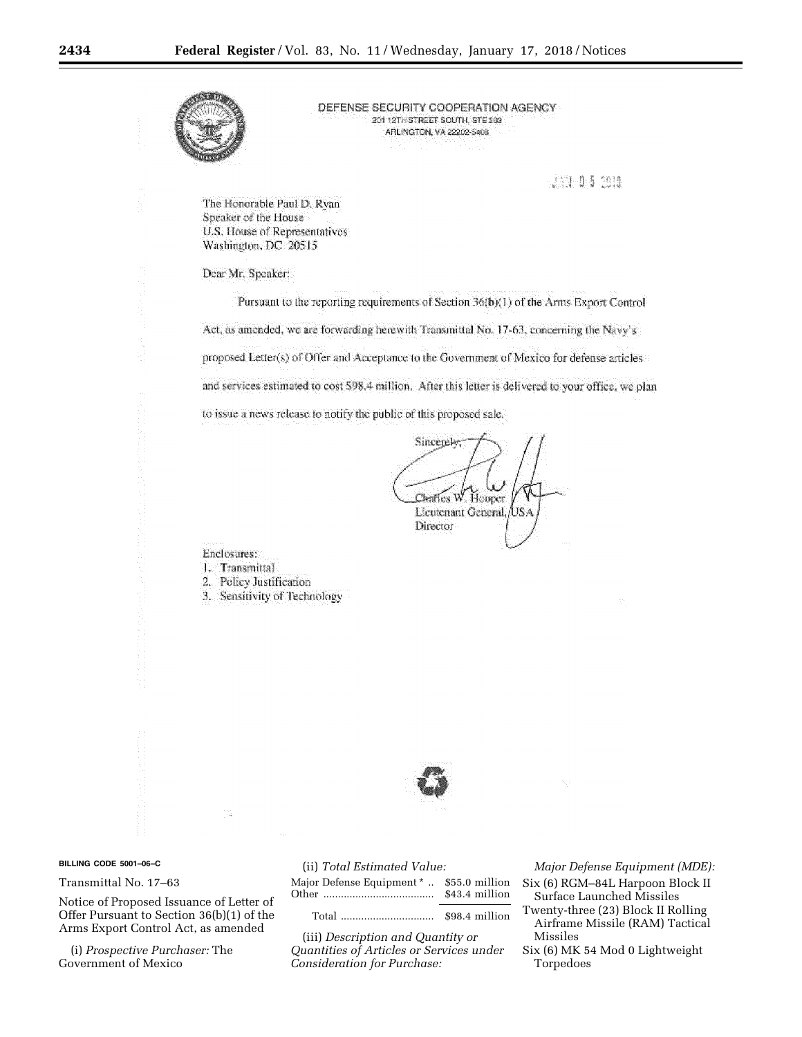DEFENSE SECURITY COOPERATION AGENCY
201 12TH STREET SOUTH, STE 203
ARLINGTON, VA 22202-5408

JAN 05 2018

The Honorable Paul D. Ryan
Speaker of the House
U.S. House of Representatives
Washington, DC 20515

Dear Mr. Speaker:

Pursuant to the reporting requirements of Section 36(b)(1) of the Arms Export Control Act, as amended, we are forwarding herewith Transmittal No. 17-63, concerning the Navy's proposed Letter(s) of Offer and Acceptance to the Government of Mexico for defense articles and services estimated to cost $98.4 million. After this letter is delivered to your office, we plan to issue a news release to notify the public of this proposed sale.

Sincerely,

Charles W. Hooper
Lieutenant General, USA
Director

Enclosures:
1. Transmittal
2. Policy Justification
3. Sensitivity of Technology

**BILLING CODE 5001–06–C**

Transmittal No. 17–63

Notice of Proposed Issuance of Letter of Offer Pursuant to Section 36(b)(1) of the Arms Export Control Act, as amended

(i) *Prospective Purchaser:* The Government of Mexico

(ii) *Total Estimated Value:*

| | |
|---|---|
| Major Defense Equipment * | $55.0 million |
| Other | $43.4 million |
| Total | $98.4 million |

(iii) *Description and Quantity or Quantities of Articles or Services under Consideration for Purchase:*

*Major Defense Equipment (MDE):*

Six (6) RGM–84L Harpoon Block II Surface Launched Missiles

Twenty-three (23) Block II Rolling Airframe Missile (RAM) Tactical Missiles

Six (6) MK 54 Mod 0 Lightweight Torpedoes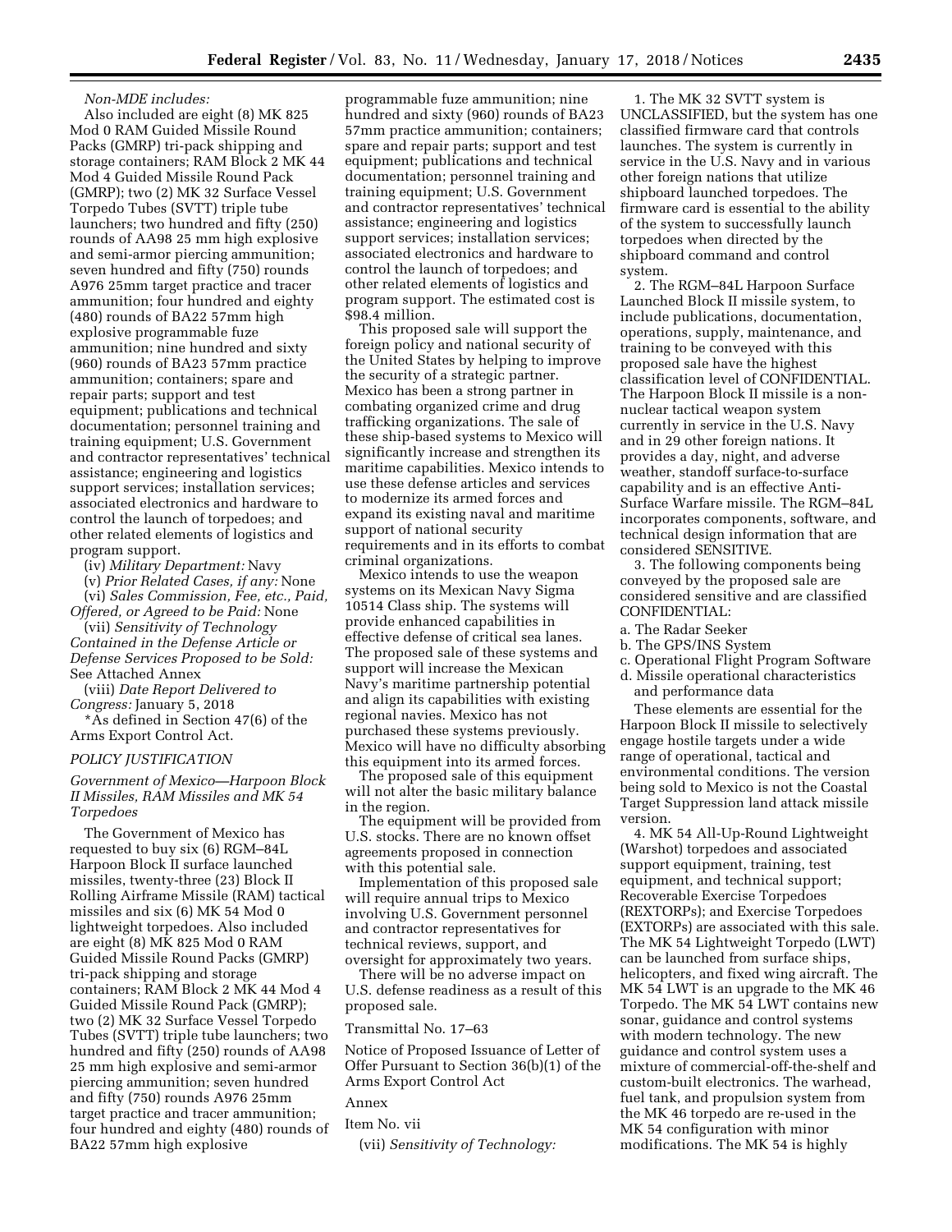*Non-MDE includes:*

Also included are eight (8) MK 825 Mod 0 RAM Guided Missile Round Packs (GMRP) tri-pack shipping and storage containers; RAM Block 2 MK 44 Mod 4 Guided Missile Round Pack (GMRP); two (2) MK 32 Surface Vessel Torpedo Tubes (SVTT) triple tube launchers; two hundred and fifty (250) rounds of AA98 25 mm high explosive and semi-armor piercing ammunition; seven hundred and fifty (750) rounds A976 25mm target practice and tracer ammunition; four hundred and eighty (480) rounds of BA22 57mm high explosive programmable fuze ammunition; nine hundred and sixty (960) rounds of BA23 57mm practice ammunition; containers; spare and repair parts; support and test equipment; publications and technical documentation; personnel training and training equipment; U.S. Government and contractor representatives' technical assistance; engineering and logistics support services; installation services; associated electronics and hardware to control the launch of torpedoes; and other related elements of logistics and program support.

(iv) *Military Department:* Navy

(v) *Prior Related Cases, if any:* None

(vi) *Sales Commission, Fee, etc., Paid, Offered, or Agreed to be Paid:* None

(vii) *Sensitivity of Technology Contained in the Defense Article or Defense Services Proposed to be Sold:* See Attached Annex

(viii) *Date Report Delivered to Congress:* January 5, 2018

*As defined in Section 47(6) of the Arms Export Control Act.

## POLICY JUSTIFICATION

### *Government of Mexico—Harpoon Block II Missiles, RAM Missiles and MK 54 Torpedoes*

The Government of Mexico has requested to buy six (6) RGM–84L Harpoon Block II surface launched missiles, twenty-three (23) Block II Rolling Airframe Missile (RAM) tactical missiles and six (6) MK 54 Mod 0 lightweight torpedoes. Also included are eight (8) MK 825 Mod 0 RAM Guided Missile Round Packs (GMRP) tri-pack shipping and storage containers; RAM Block 2 MK 44 Mod 4 Guided Missile Round Pack (GMRP); two (2) MK 32 Surface Vessel Torpedo Tubes (SVTT) triple tube launchers; two hundred and fifty (250) rounds of AA98 25 mm high explosive and semi-armor piercing ammunition; seven hundred and fifty (750) rounds A976 25mm target practice and tracer ammunition; four hundred and eighty (480) rounds of BA22 57mm high explosive programmable fuze ammunition; nine hundred and sixty (960) rounds of BA23 57mm practice ammunition; containers; spare and repair parts; support and test equipment; publications and technical documentation; personnel training and training equipment; U.S. Government and contractor representatives' technical assistance; engineering and logistics support services; installation services; associated electronics and hardware to control the launch of torpedoes; and other related elements of logistics and program support. The estimated cost is $98.4 million.

This proposed sale will support the foreign policy and national security of the United States by helping to improve the security of a strategic partner. Mexico has been a strong partner in combating organized crime and drug trafficking organizations. The sale of these ship-based systems to Mexico will significantly increase and strengthen its maritime capabilities. Mexico intends to use these defense articles and services to modernize its armed forces and expand its existing naval and maritime support of national security requirements and in its efforts to combat criminal organizations.

Mexico intends to use the weapon systems on its Mexican Navy Sigma 10514 Class ship. The systems will provide enhanced capabilities in effective defense of critical sea lanes. The proposed sale of these systems and support will increase the Mexican Navy's maritime partnership potential and align its capabilities with existing regional navies. Mexico has not purchased these systems previously. Mexico will have no difficulty absorbing this equipment into its armed forces.

The proposed sale of this equipment will not alter the basic military balance in the region.

The equipment will be provided from U.S. stocks. There are no known offset agreements proposed in connection with this potential sale.

Implementation of this proposed sale will require annual trips to Mexico involving U.S. Government personnel and contractor representatives for technical reviews, support, and oversight for approximately two years.

There will be no adverse impact on U.S. defense readiness as a result of this proposed sale.

Transmittal No. 17–63

Notice of Proposed Issuance of Letter of Offer Pursuant to Section 36(b)(1) of the Arms Export Control Act

Annex

Item No. vii

(vii) *Sensitivity of Technology:*

1. The MK 32 SVTT system is UNCLASSIFIED, but the system has one classified firmware card that controls launches. The system is currently in service in the U.S. Navy and in various other foreign nations that utilize shipboard launched torpedoes. The firmware card is essential to the ability of the system to successfully launch torpedoes when directed by the shipboard command and control system.

2. The RGM–84L Harpoon Surface Launched Block II missile system, to include publications, documentation, operations, supply, maintenance, and training to be conveyed with this proposed sale have the highest classification level of CONFIDENTIAL. The Harpoon Block II missile is a non-nuclear tactical weapon system currently in service in the U.S. Navy and in 29 other foreign nations. It provides a day, night, and adverse weather, standoff surface-to-surface capability and is an effective Anti-Surface Warfare missile. The RGM–84L incorporates components, software, and technical design information that are considered SENSITIVE.

3. The following components being conveyed by the proposed sale are considered sensitive and are classified CONFIDENTIAL:

a. The Radar Seeker
b. The GPS/INS System
c. Operational Flight Program Software
d. Missile operational characteristics and performance data

These elements are essential for the Harpoon Block II missile to selectively engage hostile targets under a wide range of operational, tactical and environmental conditions. The version being sold to Mexico is not the Coastal Target Suppression land attack missile version.

4. MK 54 All-Up-Round Lightweight (Warshot) torpedoes and associated support equipment, training, test equipment, and technical support; Recoverable Exercise Torpedoes (REXTORPs); and Exercise Torpedoes (EXTORPs) are associated with this sale. The MK 54 Lightweight Torpedo (LWT) can be launched from surface ships, helicopters, and fixed wing aircraft. The MK 54 LWT is an upgrade to the MK 46 Torpedo. The MK 54 LWT contains new sonar, guidance and control systems with modern technology. The new guidance and control system uses a mixture of commercial-off-the-shelf and custom-built electronics. The warhead, fuel tank, and propulsion system from the MK 46 torpedo are re-used in the MK 54 configuration with minor modifications. The MK 54 is highly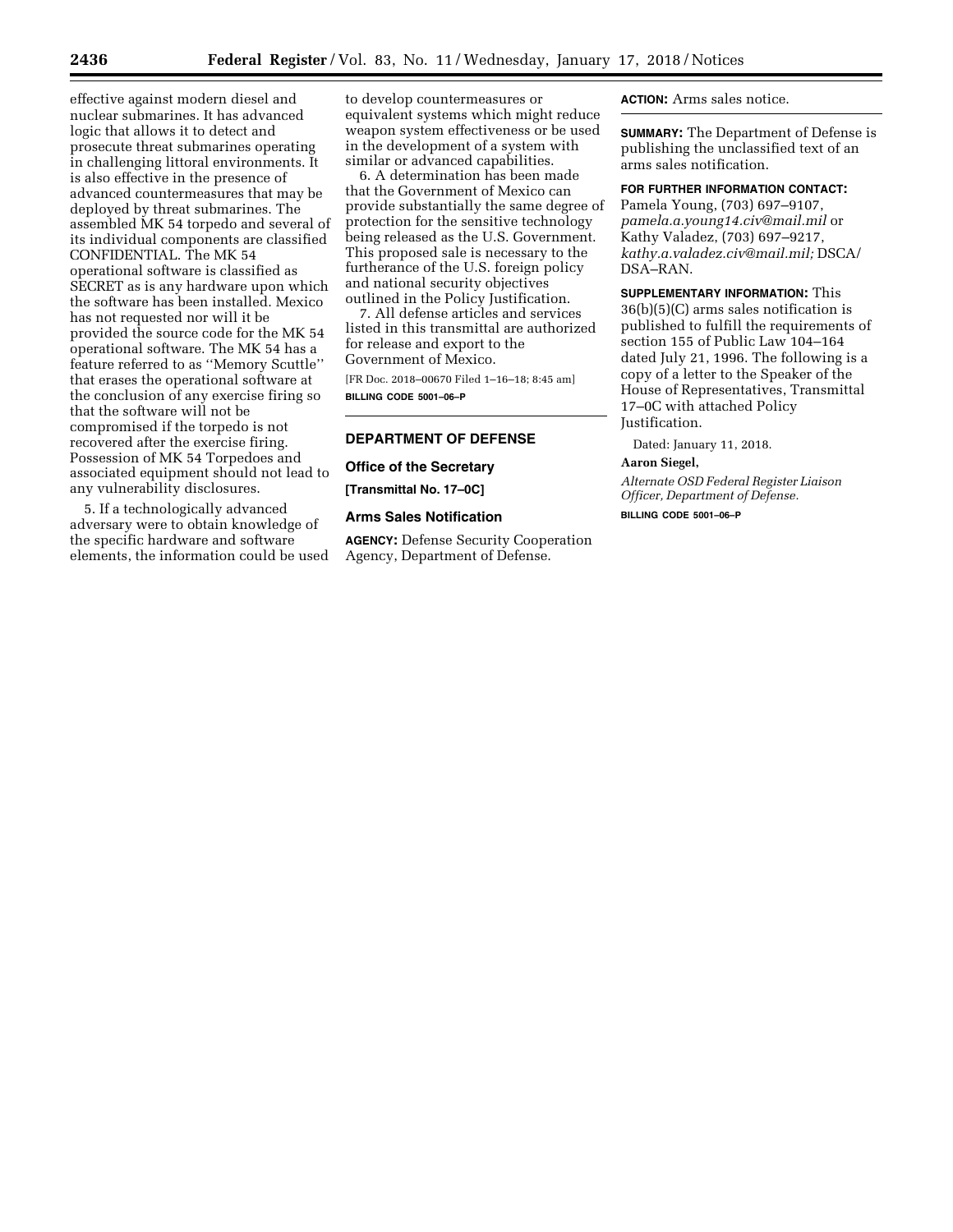effective against modern diesel and nuclear submarines. It has advanced logic that allows it to detect and prosecute threat submarines operating in challenging littoral environments. It is also effective in the presence of advanced countermeasures that may be deployed by threat submarines. The assembled MK 54 torpedo and several of its individual components are classified CONFIDENTIAL. The MK 54 operational software is classified as SECRET as is any hardware upon which the software has been installed. Mexico has not requested nor will it be provided the source code for the MK 54 operational software. The MK 54 has a feature referred to as ''Memory Scuttle'' that erases the operational software at the conclusion of any exercise firing so that the software will not be compromised if the torpedo is not recovered after the exercise firing. Possession of MK 54 Torpedoes and associated equipment should not lead to any vulnerability disclosures.

5. If a technologically advanced adversary were to obtain knowledge of the specific hardware and software elements, the information could be used to develop countermeasures or equivalent systems which might reduce weapon system effectiveness or be used in the development of a system with similar or advanced capabilities.

6. A determination has been made that the Government of Mexico can provide substantially the same degree of protection for the sensitive technology being released as the U.S. Government. This proposed sale is necessary to the furtherance of the U.S. foreign policy and national security objectives outlined in the Policy Justification.

7. All defense articles and services listed in this transmittal are authorized for release and export to the Government of Mexico.

[FR Doc. 2018–00670 Filed 1–16–18; 8:45 am]

**BILLING CODE 5001–06–P**

## DEPARTMENT OF DEFENSE

### Office of the Secretary

**[Transmittal No. 17–0C]**

### Arms Sales Notification

**AGENCY:** Defense Security Cooperation Agency, Department of Defense.

**ACTION:** Arms sales notice.

**SUMMARY:** The Department of Defense is publishing the unclassified text of an arms sales notification.

**FOR FURTHER INFORMATION CONTACT:** Pamela Young, (703) 697–9107, *pamela.a.young14.civ@mail.mil* or Kathy Valadez, (703) 697–9217, *kathy.a.valadez.civ@mail.mil;* DSCA/DSA–RAN.

**SUPPLEMENTARY INFORMATION:** This 36(b)(5)(C) arms sales notification is published to fulfill the requirements of section 155 of Public Law 104–164 dated July 21, 1996. The following is a copy of a letter to the Speaker of the House of Representatives, Transmittal 17–0C with attached Policy Justification.

Dated: January 11, 2018.

**Aaron Siegel,**

*Alternate OSD Federal Register Liaison Officer, Department of Defense.*

**BILLING CODE 5001–06–P**